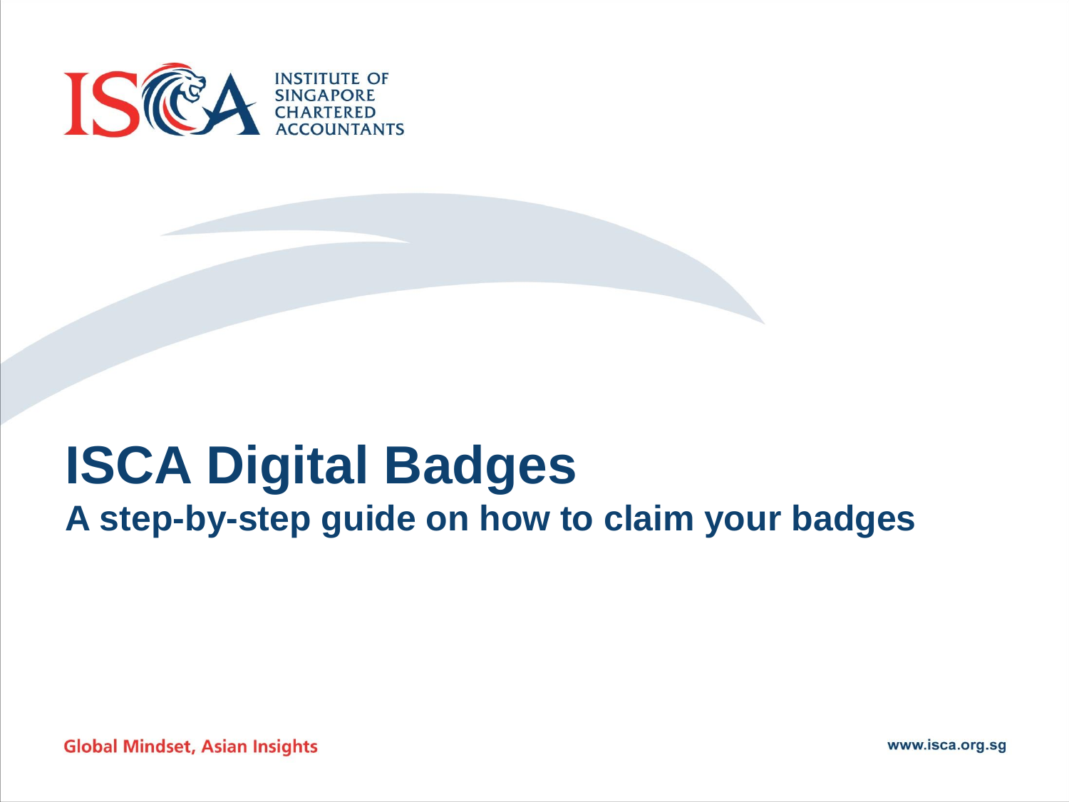INSTITUTE OF SINGAPORE CHARTERED ACCOUNTANTS

# ISCA Digital Badges

## A step-by-step guide on how to claim your badges

Global Mindset, Asian Insights

www.isca.org.sg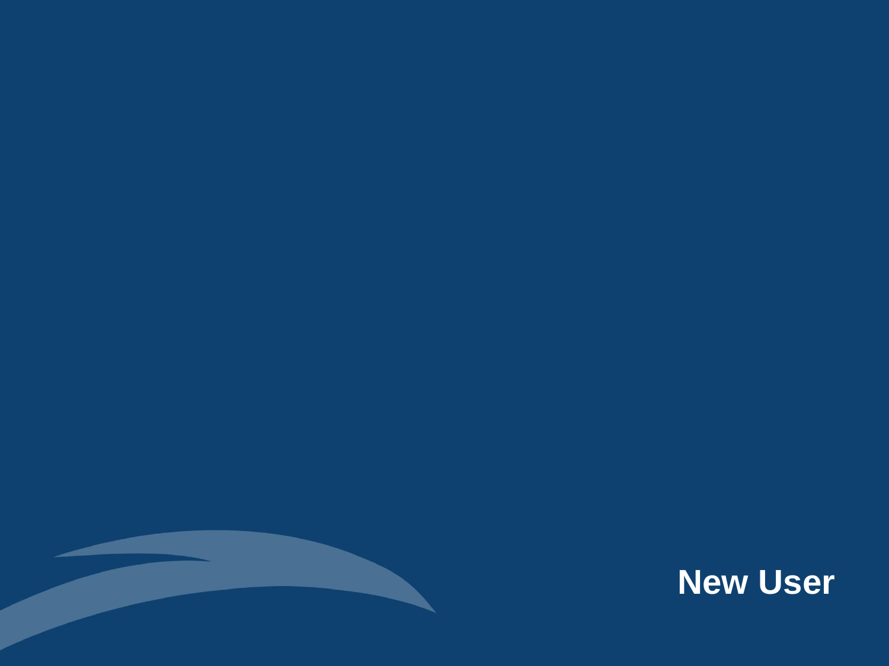# New User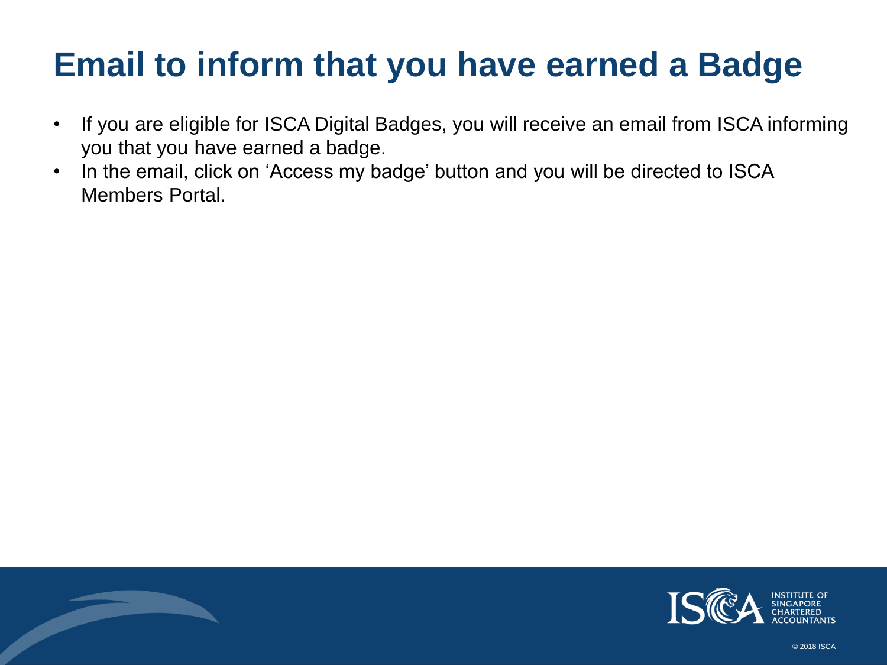# Email to inform that you have earned a Badge

- If you are eligible for ISCA Digital Badges, you will receive an email from ISCA informing you that you have earned a badge.
- In the email, click on 'Access my badge' button and you will be directed to ISCA Members Portal.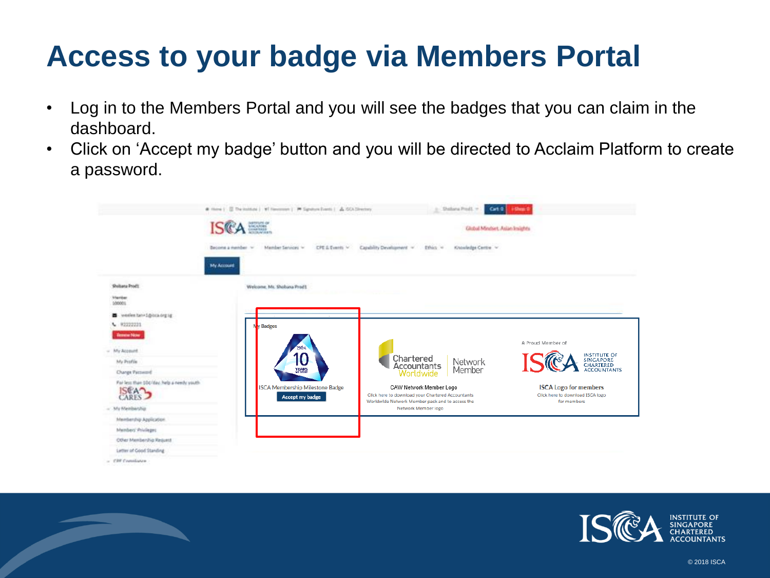# Access to your badge via Members Portal

- Log in to the Members Portal and you will see the badges that you can claim in the dashboard.
- Click on 'Accept my badge' button and you will be directed to Acclaim Platform to create a password.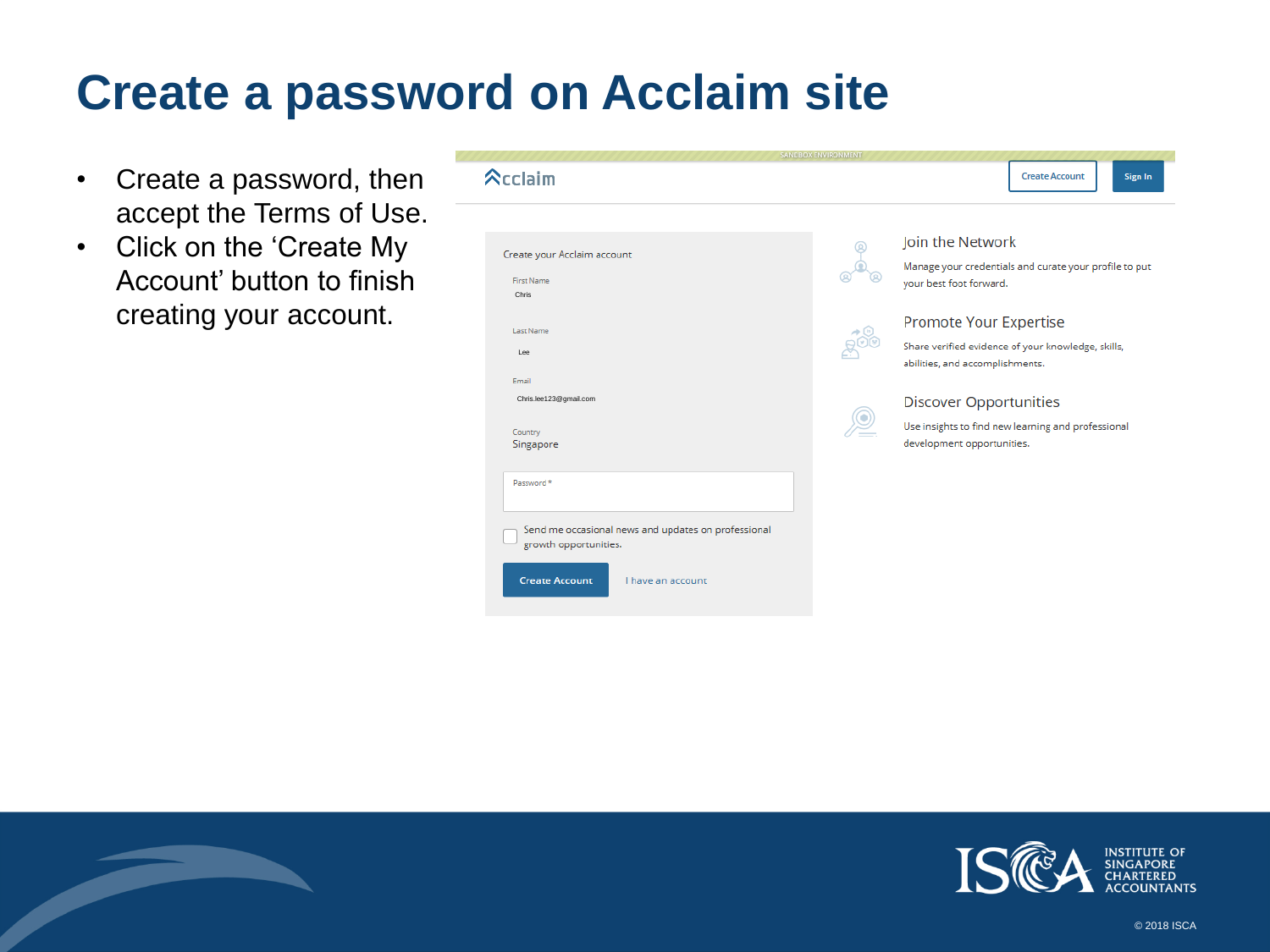# Create a password on Acclaim site

- Create a password, then accept the Terms of Use.
- Click on the 'Create My Account' button to finish creating your account.

SANDBOX ENVIRONMENT

Acclaim

Create Account | Sign In

Create your Acclaim account

First Name
Chris

Last Name
Lee

Email
Chris.lee123@gmail.com

Country
Singapore

Password *

Send me occasional news and updates on professional growth opportunities.

Create Account | I have an account

Join the Network

Manage your credentials and curate your profile to put your best foot forward.

Promote Your Expertise

Share verified evidence of your knowledge, skills, abilities, and accomplishments.

Discover Opportunities

Use insights to find new learning and professional development opportunities.

ISCA INSTITUTE OF SINGAPORE CHARTERED ACCOUNTANTS

© 2018 ISCA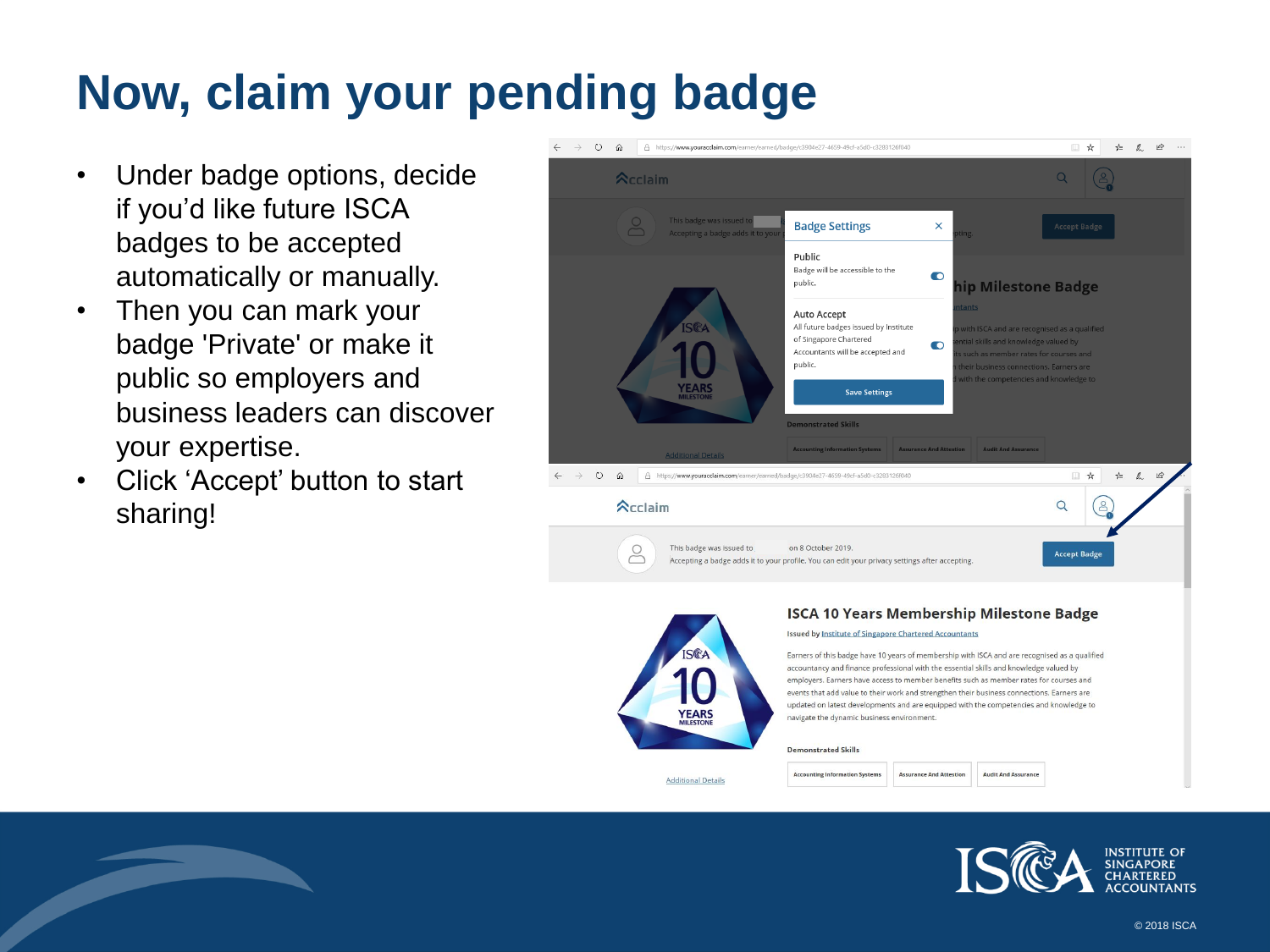# Now, claim your pending badge

- Under badge options, decide if you'd like future ISCA badges to be accepted automatically or manually.
- Then you can mark your badge 'Private' or make it public so employers and business leaders can discover your expertise.
- Click 'Accept' button to start sharing!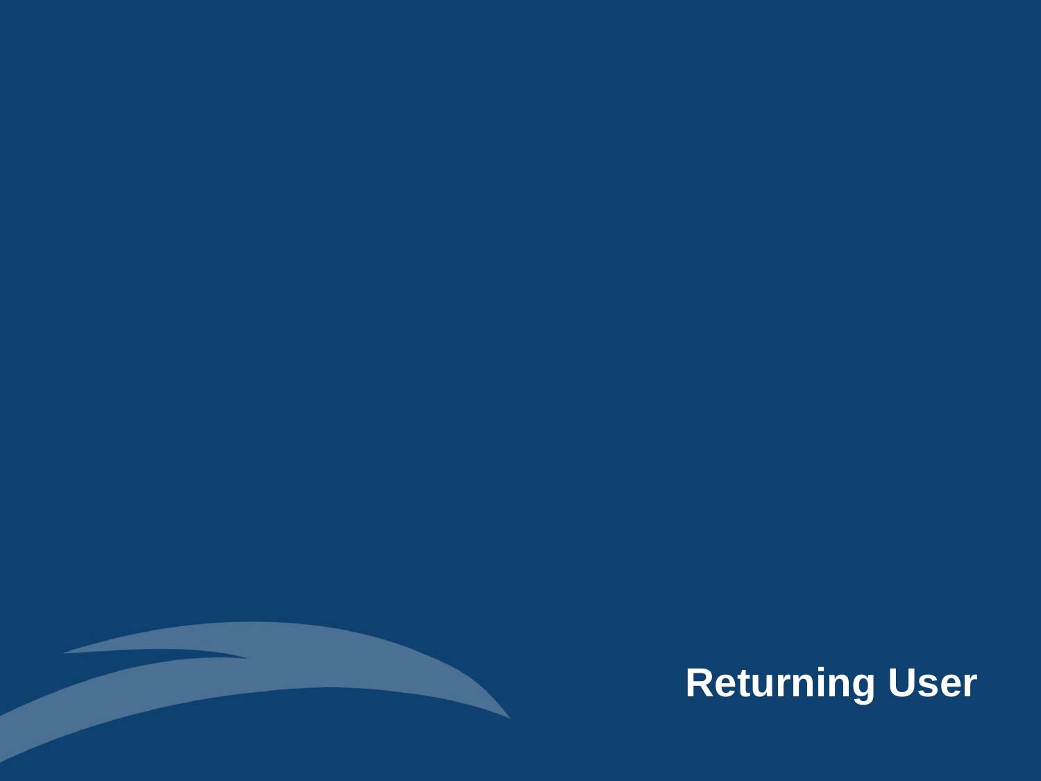# Returning User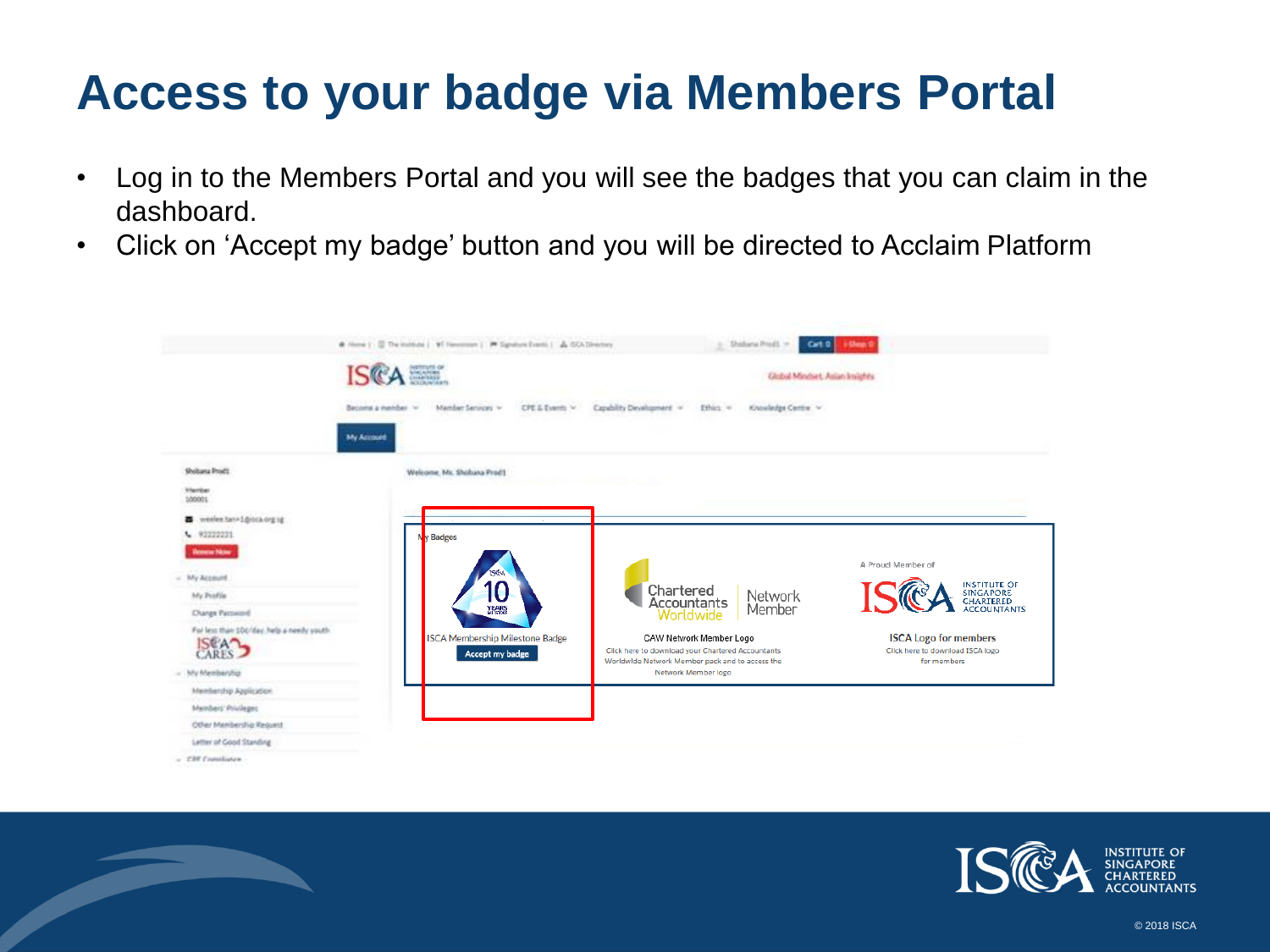# Access to your badge via Members Portal

- Log in to the Members Portal and you will see the badges that you can claim in the dashboard.
- Click on ‘Accept my badge’ button and you will be directed to Acclaim Platform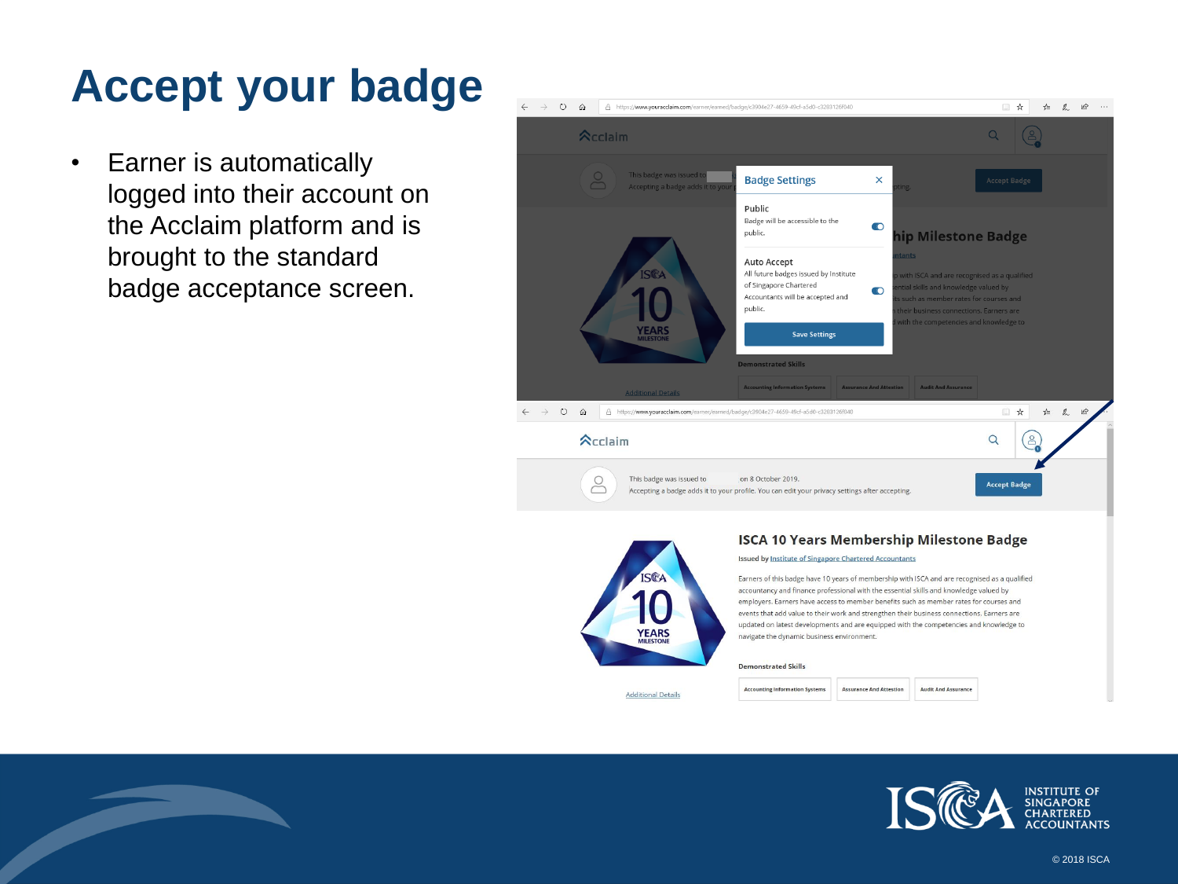# Accept your badge

- Earner is automatically logged into their account on the Acclaim platform and is brought to the standard badge acceptance screen.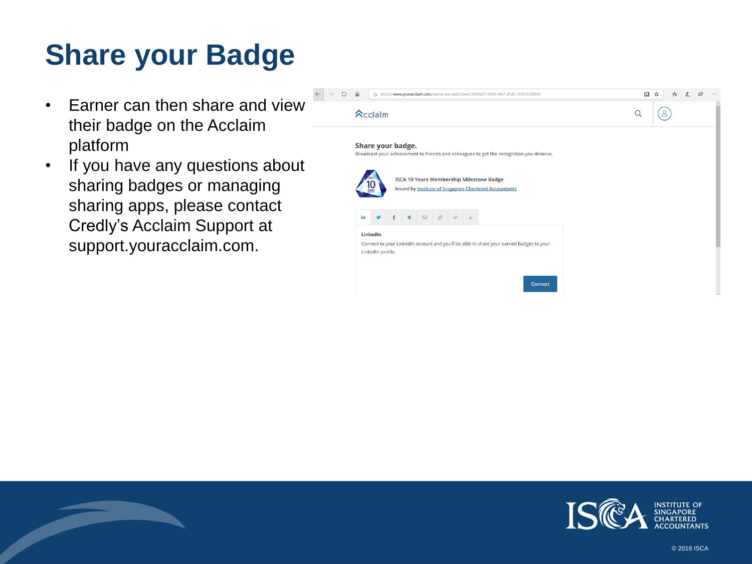# Share your Badge

- Earner can then share and view their badge on the Acclaim platform
- If you have any questions about sharing badges or managing sharing apps, please contact Credly's Acclaim Support at support.youracclaim.com.